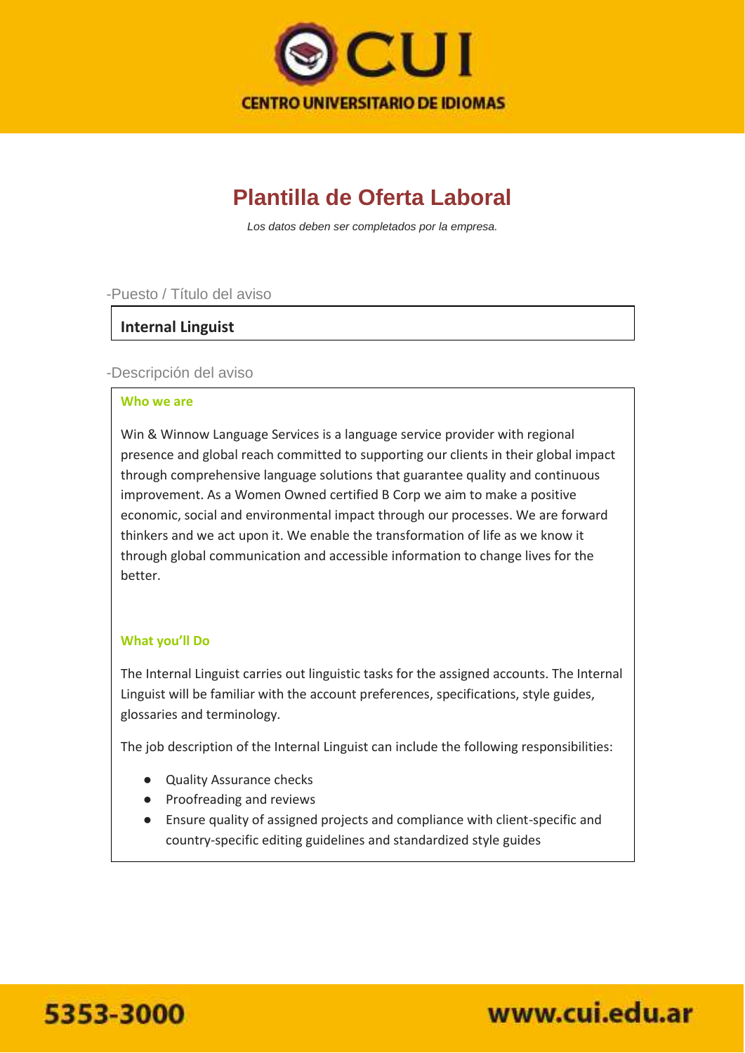# Plantilla de Oferta Laboral

*Los datos deben ser completados por la empresa.*

-Puesto / Título del aviso

**Internal Linguist**

-Descripción del aviso

**Who we are**

Win & Winnow Language Services is a language service provider with regional presence and global reach committed to supporting our clients in their global impact through comprehensive language solutions that guarantee quality and continuous improvement. As a Women Owned certified B Corp we aim to make a positive economic, social and environmental impact through our processes. We are forward thinkers and we act upon it. We enable the transformation of life as we know it through global communication and accessible information to change lives for the better.

**What you'll Do**

The Internal Linguist carries out linguistic tasks for the assigned accounts. The Internal Linguist will be familiar with the account preferences, specifications, style guides, glossaries and terminology.

The job description of the Internal Linguist can include the following responsibilities:

- Quality Assurance checks
- Proofreading and reviews
- Ensure quality of assigned projects and compliance with client-specific and country-specific editing guidelines and standardized style guides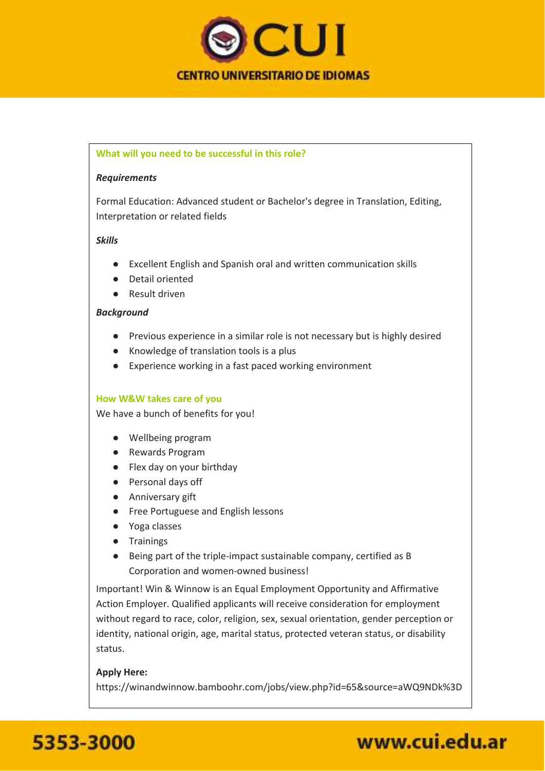### What will you need to be successful in this role?

***Requirements***

Formal Education: Advanced student or Bachelor's degree in Translation, Editing, Interpretation or related fields

***Skills***

- Excellent English and Spanish oral and written communication skills
- Detail oriented
- Result driven

***Background***

- Previous experience in a similar role is not necessary but is highly desired
- Knowledge of translation tools is a plus
- Experience working in a fast paced working environment

### How W&W takes care of you

We have a bunch of benefits for you!

- Wellbeing program
- Rewards Program
- Flex day on your birthday
- Personal days off
- Anniversary gift
- Free Portuguese and English lessons
- Yoga classes
- Trainings
- Being part of the triple-impact sustainable company, certified as B Corporation and women-owned business!

Important! Win & Winnow is an Equal Employment Opportunity and Affirmative Action Employer. Qualified applicants will receive consideration for employment without regard to race, color, religion, sex, sexual orientation, gender perception or identity, national origin, age, marital status, protected veteran status, or disability status.

**Apply Here:**

https://winandwinnow.bamboohr.com/jobs/view.php?id=65&source=aWQ9NDk%3D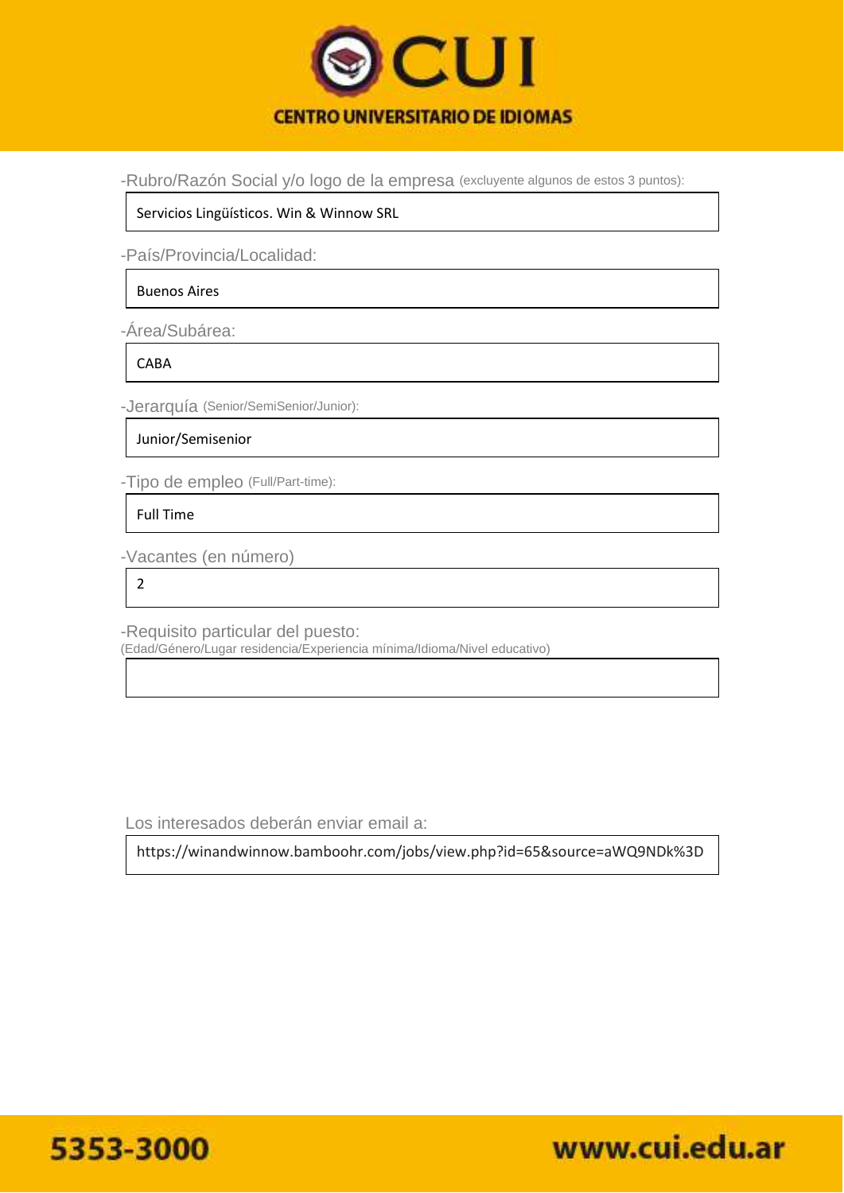# CUI

## CENTRO UNIVERSITARIO DE IDIOMAS

-Rubro/Razón Social y/o logo de la empresa (excluyente algunos de estos 3 puntos):

Servicios Lingüísticos. Win & Winnow SRL

-País/Provincia/Localidad:

Buenos Aires

-Área/Subárea:

CABA

-Jerarquía (Senior/SemiSenior/Junior):

Junior/Semisenior

-Tipo de empleo (Full/Part-time):

Full Time

-Vacantes (en número)

2

-Requisito particular del puesto:
(Edad/Género/Lugar residencia/Experiencia mínima/Idioma/Nivel educativo)

Los interesados deberán enviar email a:

https://winandwinnow.bamboohr.com/jobs/view.php?id=65&source=aWQ9NDk%3D

5353-3000

www.cui.edu.ar